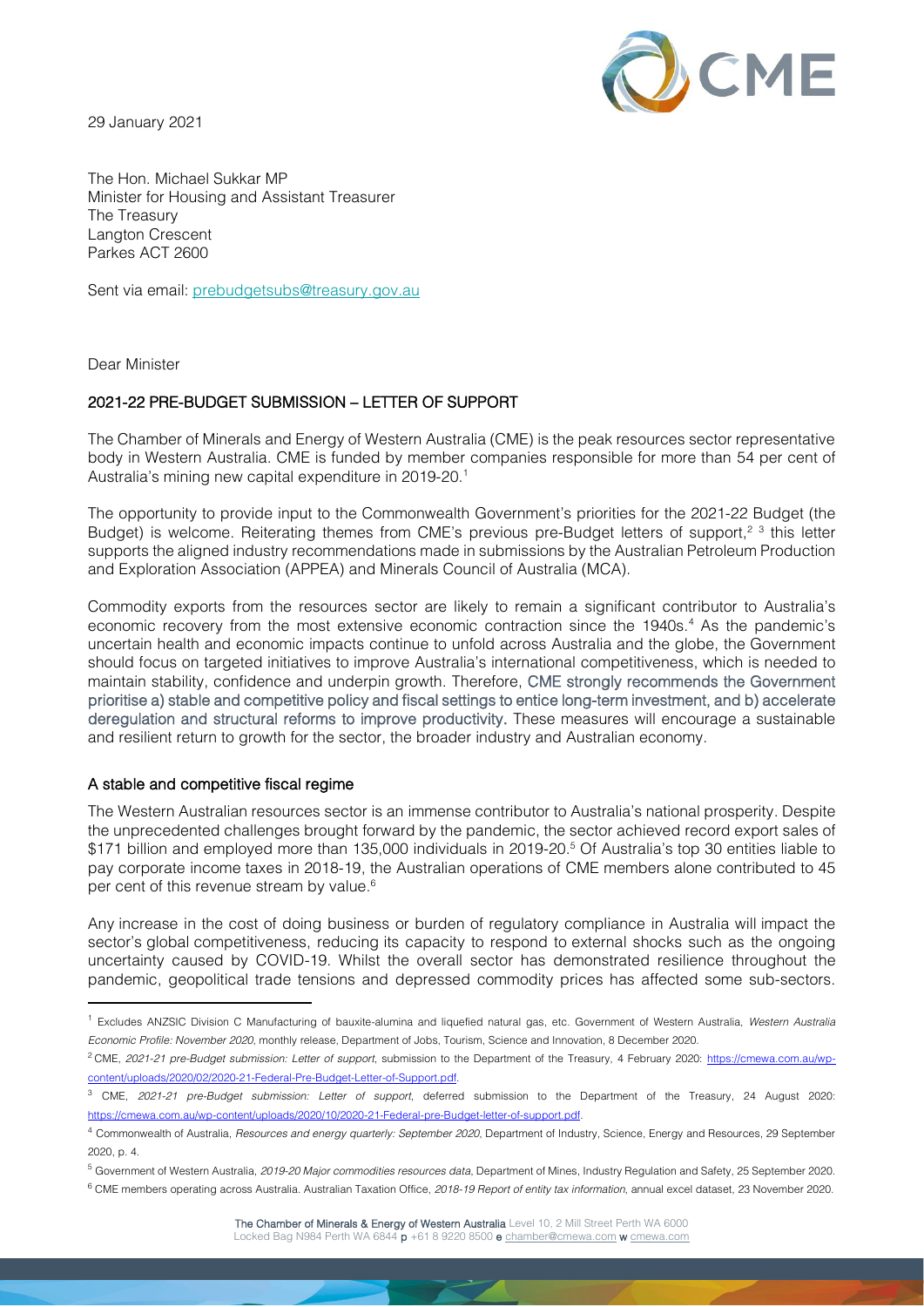29 January 2021

The Hon. Michael Sukkar MP
Minister for Housing and Assistant Treasurer
The Treasury
Langton Crescent
Parkes ACT 2600

Sent via email: prebudgetsubs@treasury.gov.au

Dear Minister

## 2021-22 PRE-BUDGET SUBMISSION – LETTER OF SUPPORT

The Chamber of Minerals and Energy of Western Australia (CME) is the peak resources sector representative body in Western Australia. CME is funded by member companies responsible for more than 54 per cent of Australia's mining new capital expenditure in 2019-20.[1]

The opportunity to provide input to the Commonwealth Government's priorities for the 2021-22 Budget (the Budget) is welcome. Reiterating themes from CME's previous pre-Budget letters of support,[2] [3] this letter supports the aligned industry recommendations made in submissions by the Australian Petroleum Production and Exploration Association (APPEA) and Minerals Council of Australia (MCA).

Commodity exports from the resources sector are likely to remain a significant contributor to Australia's economic recovery from the most extensive economic contraction since the 1940s.[4] As the pandemic's uncertain health and economic impacts continue to unfold across Australia and the globe, the Government should focus on targeted initiatives to improve Australia's international competitiveness, which is needed to maintain stability, confidence and underpin growth. Therefore, **CME strongly recommends the Government prioritise a) stable and competitive policy and fiscal settings to entice long-term investment, and b) accelerate deregulation and structural reforms to improve productivity.** These measures will encourage a sustainable and resilient return to growth for the sector, the broader industry and Australian economy.

### A stable and competitive fiscal regime

The Western Australian resources sector is an immense contributor to Australia's national prosperity. Despite the unprecedented challenges brought forward by the pandemic, the sector achieved record export sales of $171 billion and employed more than 135,000 individuals in 2019-20.[5] Of Australia's top 30 entities liable to pay corporate income taxes in 2018-19, the Australian operations of CME members alone contributed to 45 per cent of this revenue stream by value.[6]

Any increase in the cost of doing business or burden of regulatory compliance in Australia will impact the sector's global competitiveness, reducing its capacity to respond to external shocks such as the ongoing uncertainty caused by COVID-19. Whilst the overall sector has demonstrated resilience throughout the pandemic, geopolitical trade tensions and depressed commodity prices has affected some sub-sectors.

---

[1] Excludes ANZSIC Division C Manufacturing of bauxite-alumina and liquefied natural gas, etc. Government of Western Australia, *Western Australia Economic Profile: November 2020*, monthly release, Department of Jobs, Tourism, Science and Innovation, 8 December 2020.

[2] CME, *2021-21 pre-Budget submission: Letter of support*, submission to the Department of the Treasury, 4 February 2020: https://cmewa.com.au/wp-content/uploads/2020/02/2020-21-Federal-Pre-Budget-Letter-of-Support.pdf.

[3] CME, *2021-21 pre-Budget submission: Letter of support*, deferred submission to the Department of the Treasury, 24 August 2020: https://cmewa.com.au/wp-content/uploads/2020/10/2020-21-Federal-pre-Budget-letter-of-support.pdf.

[4] Commonwealth of Australia, *Resources and energy quarterly: September 2020*, Department of Industry, Science, Energy and Resources, 29 September 2020, p. 4.

[5] Government of Western Australia, *2019-20 Major commodities resources data*, Department of Mines, Industry Regulation and Safety, 25 September 2020.

[6] CME members operating across Australia. Australian Taxation Office, *2018-19 Report of entity tax information*, annual excel dataset, 23 November 2020.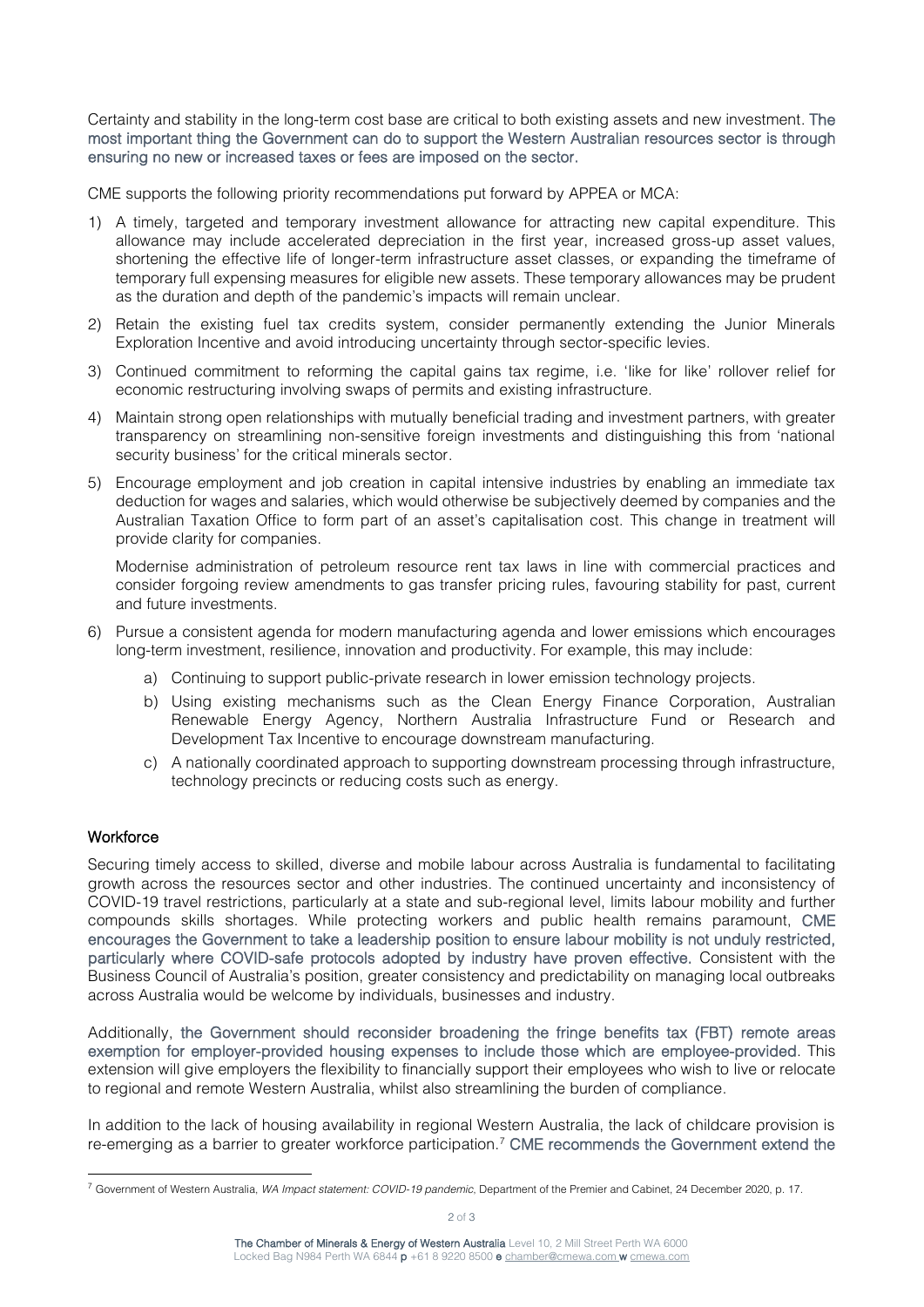Certainty and stability in the long-term cost base are critical to both existing assets and new investment. The most important thing the Government can do to support the Western Australian resources sector is through ensuring no new or increased taxes or fees are imposed on the sector.

CME supports the following priority recommendations put forward by APPEA or MCA:

1) A timely, targeted and temporary investment allowance for attracting new capital expenditure. This allowance may include accelerated depreciation in the first year, increased gross-up asset values, shortening the effective life of longer-term infrastructure asset classes, or expanding the timeframe of temporary full expensing measures for eligible new assets. These temporary allowances may be prudent as the duration and depth of the pandemic's impacts will remain unclear.
2) Retain the existing fuel tax credits system, consider permanently extending the Junior Minerals Exploration Incentive and avoid introducing uncertainty through sector-specific levies.
3) Continued commitment to reforming the capital gains tax regime, i.e. 'like for like' rollover relief for economic restructuring involving swaps of permits and existing infrastructure.
4) Maintain strong open relationships with mutually beneficial trading and investment partners, with greater transparency on streamlining non-sensitive foreign investments and distinguishing this from 'national security business' for the critical minerals sector.
5) Encourage employment and job creation in capital intensive industries by enabling an immediate tax deduction for wages and salaries, which would otherwise be subjectively deemed by companies and the Australian Taxation Office to form part of an asset's capitalisation cost. This change in treatment will provide clarity for companies.

   Modernise administration of petroleum resource rent tax laws in line with commercial practices and consider forgoing review amendments to gas transfer pricing rules, favouring stability for past, current and future investments.
6) Pursue a consistent agenda for modern manufacturing agenda and lower emissions which encourages long-term investment, resilience, innovation and productivity. For example, this may include:
   a) Continuing to support public-private research in lower emission technology projects.
   b) Using existing mechanisms such as the Clean Energy Finance Corporation, Australian Renewable Energy Agency, Northern Australia Infrastructure Fund or Research and Development Tax Incentive to encourage downstream manufacturing.
   c) A nationally coordinated approach to supporting downstream processing through infrastructure, technology precincts or reducing costs such as energy.

## Workforce

Securing timely access to skilled, diverse and mobile labour across Australia is fundamental to facilitating growth across the resources sector and other industries. The continued uncertainty and inconsistency of COVID-19 travel restrictions, particularly at a state and sub-regional level, limits labour mobility and further compounds skills shortages. While protecting workers and public health remains paramount, CME encourages the Government to take a leadership position to ensure labour mobility is not unduly restricted, particularly where COVID-safe protocols adopted by industry have proven effective. Consistent with the Business Council of Australia's position, greater consistency and predictability on managing local outbreaks across Australia would be welcome by individuals, businesses and industry.

Additionally, the Government should reconsider broadening the fringe benefits tax (FBT) remote areas exemption for employer-provided housing expenses to include those which are employee-provided. This extension will give employers the flexibility to financially support their employees who wish to live or relocate to regional and remote Western Australia, whilst also streamlining the burden of compliance.

In addition to the lack of housing availability in regional Western Australia, the lack of childcare provision is re-emerging as a barrier to greater workforce participation.[7] CME recommends the Government extend the

[7] Government of Western Australia, *WA Impact statement: COVID-19 pandemic*, Department of the Premier and Cabinet, 24 December 2020, p. 17.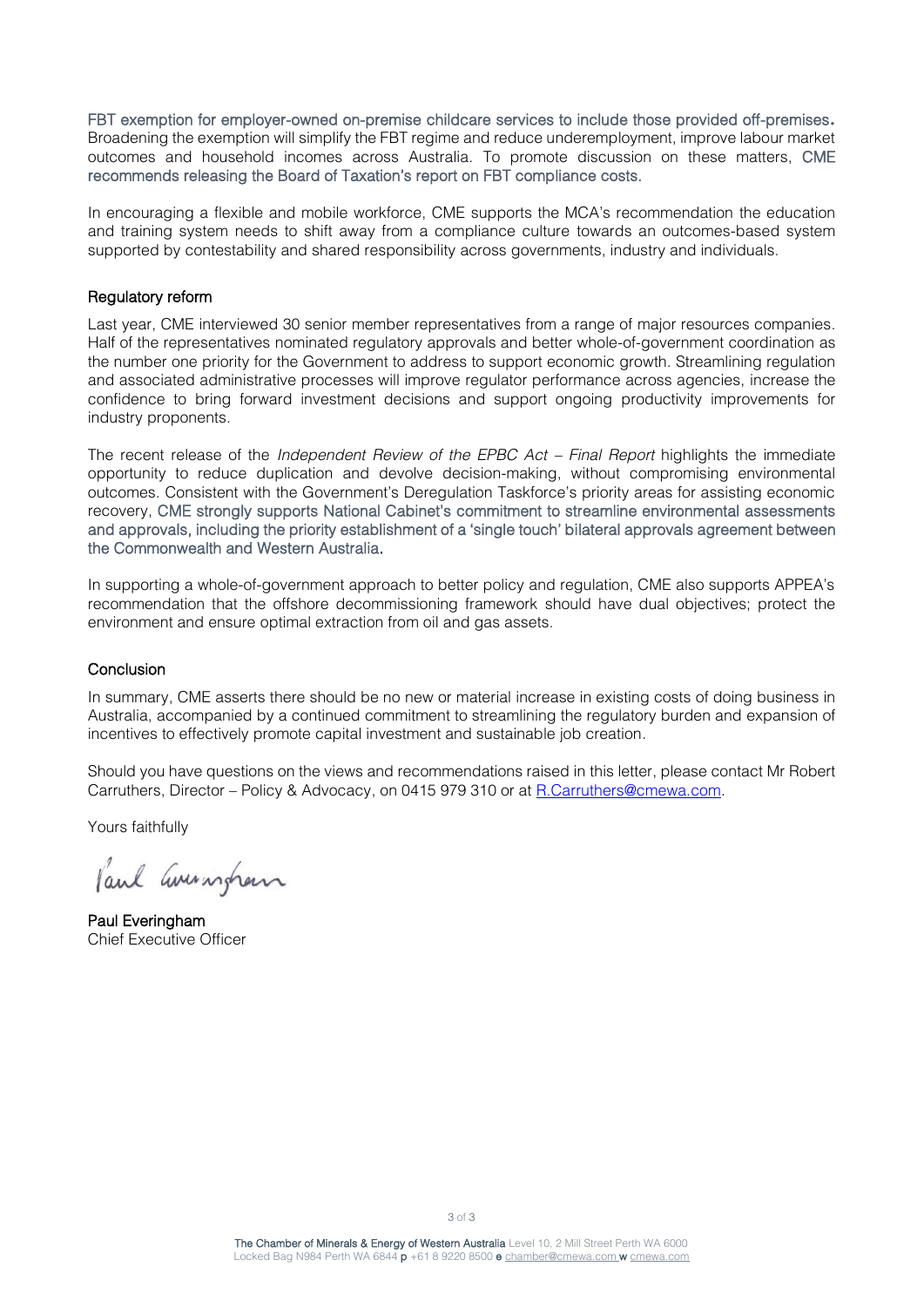**FBT exemption for employer-owned on-premise childcare services to include those provided off-premises.** Broadening the exemption will simplify the FBT regime and reduce underemployment, improve labour market outcomes and household incomes across Australia. To promote discussion on these matters, **CME recommends releasing the Board of Taxation's report on FBT compliance costs.**

In encouraging a flexible and mobile workforce, CME supports the MCA's recommendation the education and training system needs to shift away from a compliance culture towards an outcomes-based system supported by contestability and shared responsibility across governments, industry and individuals.

## Regulatory reform

Last year, CME interviewed 30 senior member representatives from a range of major resources companies. Half of the representatives nominated regulatory approvals and better whole-of-government coordination as the number one priority for the Government to address to support economic growth. Streamlining regulation and associated administrative processes will improve regulator performance across agencies, increase the confidence to bring forward investment decisions and support ongoing productivity improvements for industry proponents.

The recent release of the *Independent Review of the EPBC Act – Final Report* highlights the immediate opportunity to reduce duplication and devolve decision-making, without compromising environmental outcomes. Consistent with the Government's Deregulation Taskforce's priority areas for assisting economic recovery, **CME strongly supports National Cabinet's commitment to streamline environmental assessments and approvals, including the priority establishment of a 'single touch' bilateral approvals agreement between the Commonwealth and Western Australia.**

In supporting a whole-of-government approach to better policy and regulation, CME also supports APPEA's recommendation that the offshore decommissioning framework should have dual objectives; protect the environment and ensure optimal extraction from oil and gas assets.

## Conclusion

In summary, CME asserts there should be no new or material increase in existing costs of doing business in Australia, accompanied by a continued commitment to streamlining the regulatory burden and expansion of incentives to effectively promote capital investment and sustainable job creation.

Should you have questions on the views and recommendations raised in this letter, please contact Mr Robert Carruthers, Director – Policy & Advocacy, on 0415 979 310 or at R.Carruthers@cmewa.com.

Yours faithfully

Paul Everingham

**Paul Everingham**
Chief Executive Officer

**The Chamber of Minerals & Energy of Western Australia** Level 10, 2 Mill Street Perth WA 6000
Locked Bag N984 Perth WA 6844 **p** +61 8 9220 8500 **e** chamber@cmewa.com **w** cmewa.com